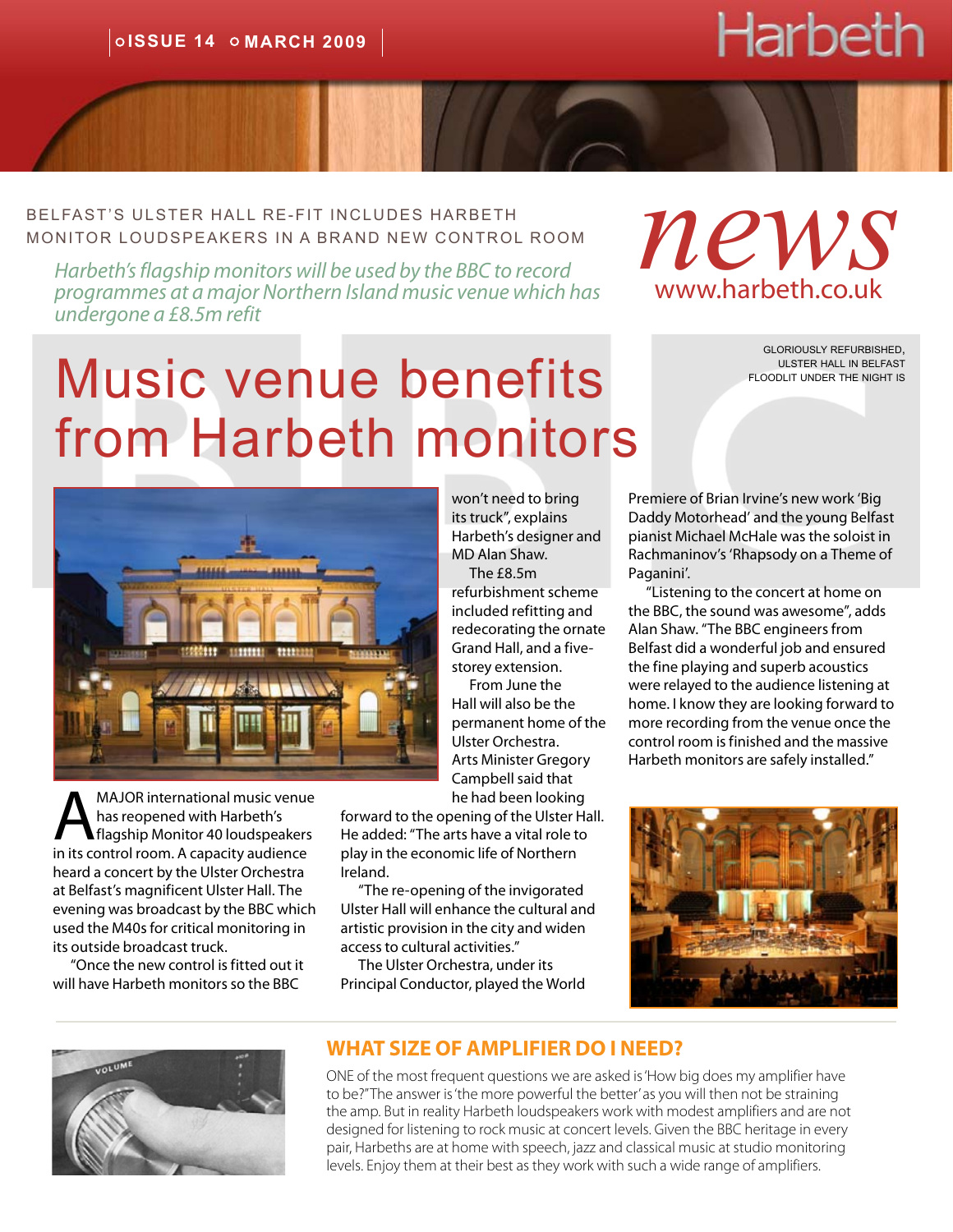ISSUE 14 MARCH 2009

Harbeth

BELFAST'S ULSTER HALL RE-FIT INCLUDES HARBETH MONITOR LOUDSPEAKERS IN A BRAND NEW CONTROL ROOM

*Harbeth's flagship monitors will be used by the BBC to record programmes at a major Northern Island music venue which has undergone a £8.5m refit*

*news*
www.harbeth.co.uk

# Music venue benefits from Harbeth monitors

GLORIOUSLY REFURBISHED, ULSTER HALL IN BELFAST FLOODLIT UNDER THE NIGHT IS

A MAJOR international music venue has reopened with Harbeth's flagship Monitor 40 loudspeakers in its control room. A capacity audience heard a concert by the Ulster Orchestra at Belfast's magnificent Ulster Hall. The evening was broadcast by the BBC which used the M40s for critical monitoring in its outside broadcast truck.

"Once the new control is fitted out it will have Harbeth monitors so the BBC won't need to bring its truck", explains Harbeth's designer and MD Alan Shaw.

The £8.5m refurbishment scheme included refitting and redecorating the ornate Grand Hall, and a five-storey extension.

From June the Hall will also be the permanent home of the Ulster Orchestra.

Arts Minister Gregory Campbell said that he had been looking forward to the opening of the Ulster Hall. He added: "The arts have a vital role to play in the economic life of Northern Ireland.

"The re-opening of the invigorated Ulster Hall will enhance the cultural and artistic provision in the city and widen access to cultural activities."

The Ulster Orchestra, under its Principal Conductor, played the World Premiere of Brian Irvine's new work 'Big Daddy Motorhead' and the young Belfast pianist Michael McHale was the soloist in Rachmaninov's 'Rhapsody on a Theme of Paganini'.

"Listening to the concert at home on the BBC, the sound was awesome", adds Alan Shaw. "The BBC engineers from Belfast did a wonderful job and ensured the fine playing and superb acoustics were relayed to the audience listening at home. I know they are looking forward to more recording from the venue once the control room is finished and the massive Harbeth monitors are safely installed."

## WHAT SIZE OF AMPLIFIER DO I NEED?

ONE of the most frequent questions we are asked is 'How big does my amplifier have to be?" The answer is 'the more powerful the better' as you will then not be straining the amp. But in reality Harbeth loudspeakers work with modest amplifiers and are not designed for listening to rock music at concert levels. Given the BBC heritage in every pair, Harbeths are at home with speech, jazz and classical music at studio monitoring levels. Enjoy them at their best as they work with such a wide range of amplifiers.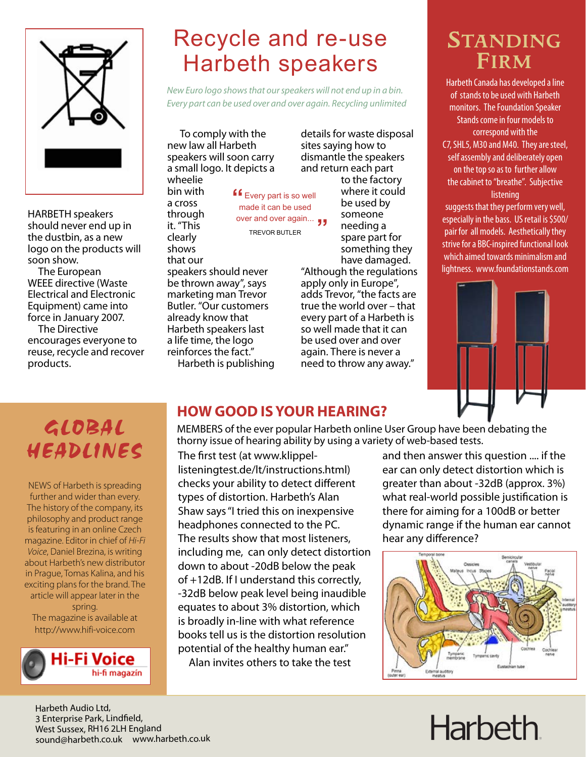# Recycle and re-use Harbeth speakers

*New Euro logo shows that our speakers will not end up in a bin. Every part can be used over and over again. Recycling unlimited*

HARBETH speakers should never end up in the dustbin, as a new logo on the products will soon show.

The European WEEE directive (Waste Electrical and Electronic Equipment) came into force in January 2007.

The Directive encourages everyone to reuse, recycle and recover products.

To comply with the new law all Harbeth speakers will soon carry a small logo. It depicts a wheelie bin with a cross through it. "This clearly shows that our speakers should never be thrown away", says marketing man Trevor Butler. "Our customers already know that Harbeth speakers last a life time, the logo reinforces the fact."

> "Every part is so well made it can be used over and over again..."
> TREVOR BUTLER

Harbeth is publishing details for waste disposal sites saying how to dismantle the speakers and return each part to the factory where it could be used by someone needing a spare part for something they have damaged.

"Although the regulations apply only in Europe", adds Trevor, "the facts are true the world over – that every part of a Harbeth is so well made that it can be used over and over again. There is never a need to throw any away."

## Standing Firm

Harbeth Canada has developed a line of stands to be used with Harbeth monitors. The Foundation Speaker Stands come in four models to correspond with the C7, SHL5, M30 and M40. They are steel, self assembly and deliberately open on the top so as to further allow the cabinet to "breathe". Subjective listening suggests that they perform very well, especially in the bass. US retail is $500/pair for all models. Aesthetically they strive for a BBC-inspired functional look which aimed towards minimalism and lightness. www.foundationstands.com

## Global Headlines

NEWS of Harbeth is spreading further and wider than every. The history of the company, its philosophy and product range is featuring in an online Czech magazine. Editor in chief of *Hi-Fi Voice*, Daniel Brezina, is writing about Harbeth's new distributor in Prague, Tomas Kalina, and his exciting plans for the brand. The article will appear later in the spring.

The magazine is available at http://www.hifi-voice.com

Hi-Fi Voice
hi-fi magazín

## HOW GOOD IS YOUR HEARING?

MEMBERS of the ever popular Harbeth online User Group have been debating the thorny issue of hearing ability by using a variety of web-based tests.

The first test (at www.klippel-listeningtest.de/lt/instructions.html) checks your ability to detect different types of distortion. Harbeth's Alan Shaw says "I tried this on inexpensive headphones connected to the PC. The results show that most listeners, including me, can only detect distortion down to about -20dB below the peak of +12dB. If I understand this correctly, -32dB below peak level being inaudible equates to about 3% distortion, which is broadly in-line with what reference books tell us is the distortion resolution potential of the healthy human ear."

Alan invites others to take the test and then answer this question .... if the ear can only detect distortion which is greater than about -32dB (approx. 3%) what real-world possible justification is there for aiming for a 100dB or better dynamic range if the human ear cannot hear any difference?

Temporal bone
Ossicles
Malleus Incus Stapes
Semicircular canals
Vestibular nerve
Facial nerve
Internal auditory meatus
Cochlea
Cochlear nerve
Tympanic membrane
Tympanic cavity
Eustachian tube
Pinna (outer ear)
External auditory meatus

Harbeth Audio Ltd,
3 Enterprise Park, Lindfield,
West Sussex, RH16 2LH England
sound@harbeth.co.uk www.harbeth.co.uk

Harbeth